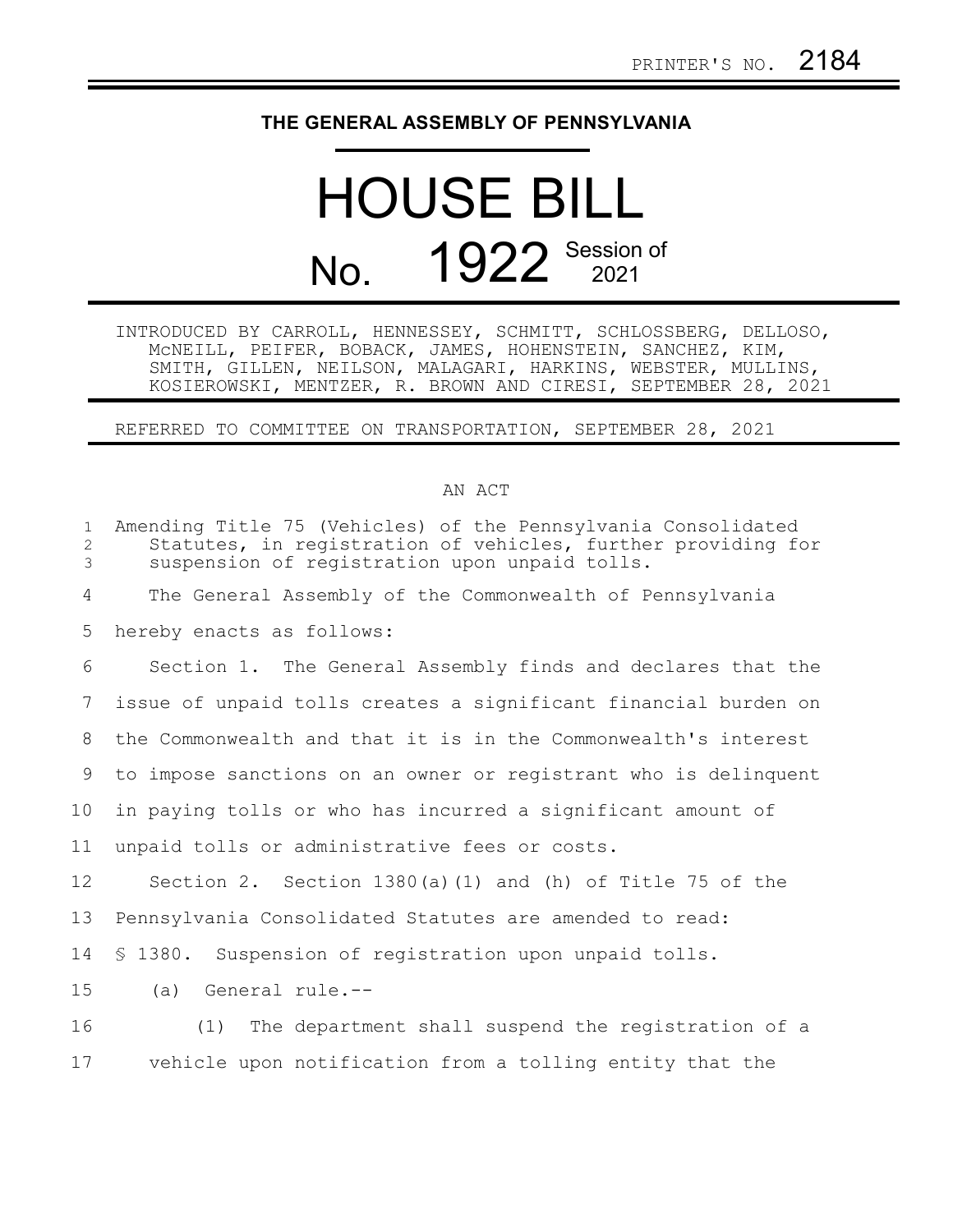PRINTER'S NO. 2184

# THE GENERAL ASSEMBLY OF PENNSYLVANIA

# HOUSE BILL

# No. 1922 Session of 2021

INTRODUCED BY CARROLL, HENNESSEY, SCHMITT, SCHLOSSBERG, DELLOSO, McNEILL, PEIFER, BOBACK, JAMES, HOHENSTEIN, SANCHEZ, KIM, SMITH, GILLEN, NEILSON, MALAGARI, HARKINS, WEBSTER, MULLINS, KOSIEROWSKI, MENTZER, R. BROWN AND CIRESI, SEPTEMBER 28, 2021

REFERRED TO COMMITTEE ON TRANSPORTATION, SEPTEMBER 28, 2021

AN ACT

Amending Title 75 (Vehicles) of the Pennsylvania Consolidated Statutes, in registration of vehicles, further providing for suspension of registration upon unpaid tolls.

The General Assembly of the Commonwealth of Pennsylvania hereby enacts as follows:

Section 1. The General Assembly finds and declares that the issue of unpaid tolls creates a significant financial burden on the Commonwealth and that it is in the Commonwealth's interest to impose sanctions on an owner or registrant who is delinquent in paying tolls or who has incurred a significant amount of unpaid tolls or administrative fees or costs.

Section 2. Section 1380(a)(1) and (h) of Title 75 of the Pennsylvania Consolidated Statutes are amended to read:

§ 1380. Suspension of registration upon unpaid tolls.

(a) General rule.--

(1) The department shall suspend the registration of a vehicle upon notification from a tolling entity that the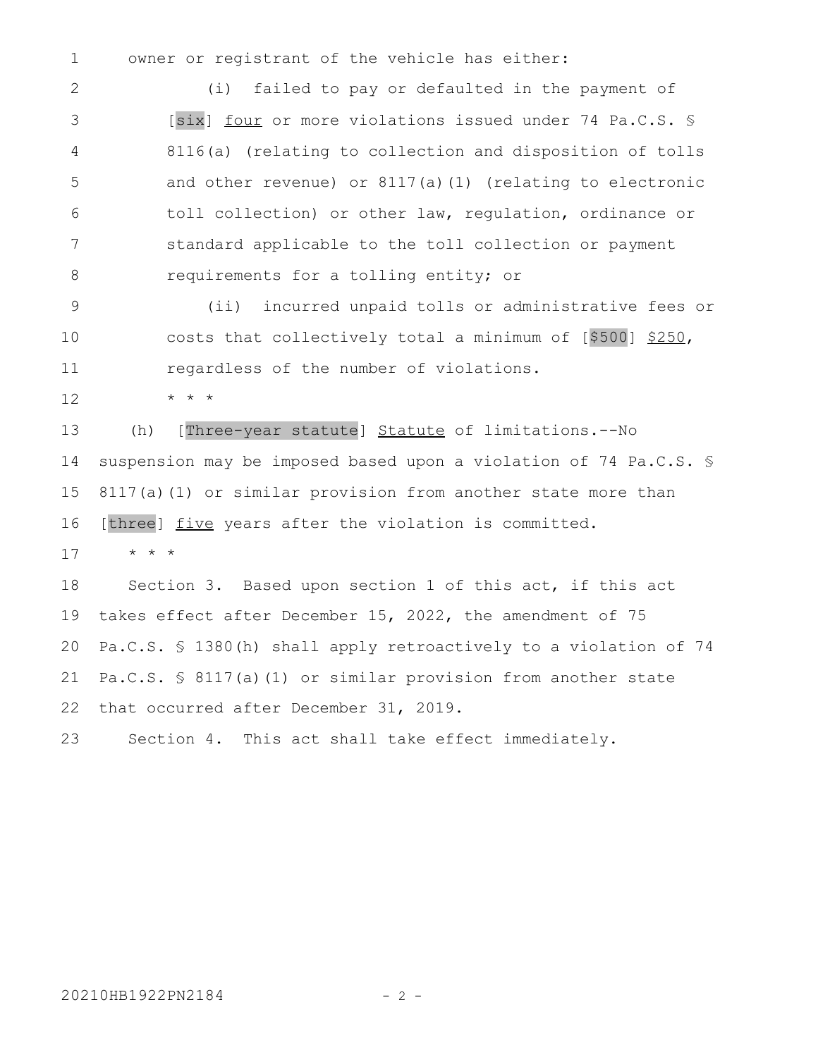owner or registrant of the vehicle has either:

(i) failed to pay or defaulted in the payment of [six] <u>four</u> or more violations issued under 74 Pa.C.S. § 8116(a) (relating to collection and disposition of tolls and other revenue) or 8117(a)(1) (relating to electronic toll collection) or other law, regulation, ordinance or standard applicable to the toll collection or payment requirements for a tolling entity; or

(ii) incurred unpaid tolls or administrative fees or costs that collectively total a minimum of [$500] <u>$250</u>, regardless of the number of violations.

* * *

(h) [Three-year statute] <u>Statute</u> of limitations.--No suspension may be imposed based upon a violation of 74 Pa.C.S. § 8117(a)(1) or similar provision from another state more than [three] <u>five</u> years after the violation is committed.

* * *

Section 3. Based upon section 1 of this act, if this act takes effect after December 15, 2022, the amendment of 75 Pa.C.S. § 1380(h) shall apply retroactively to a violation of 74 Pa.C.S. § 8117(a)(1) or similar provision from another state that occurred after December 31, 2019.

Section 4. This act shall take effect immediately.